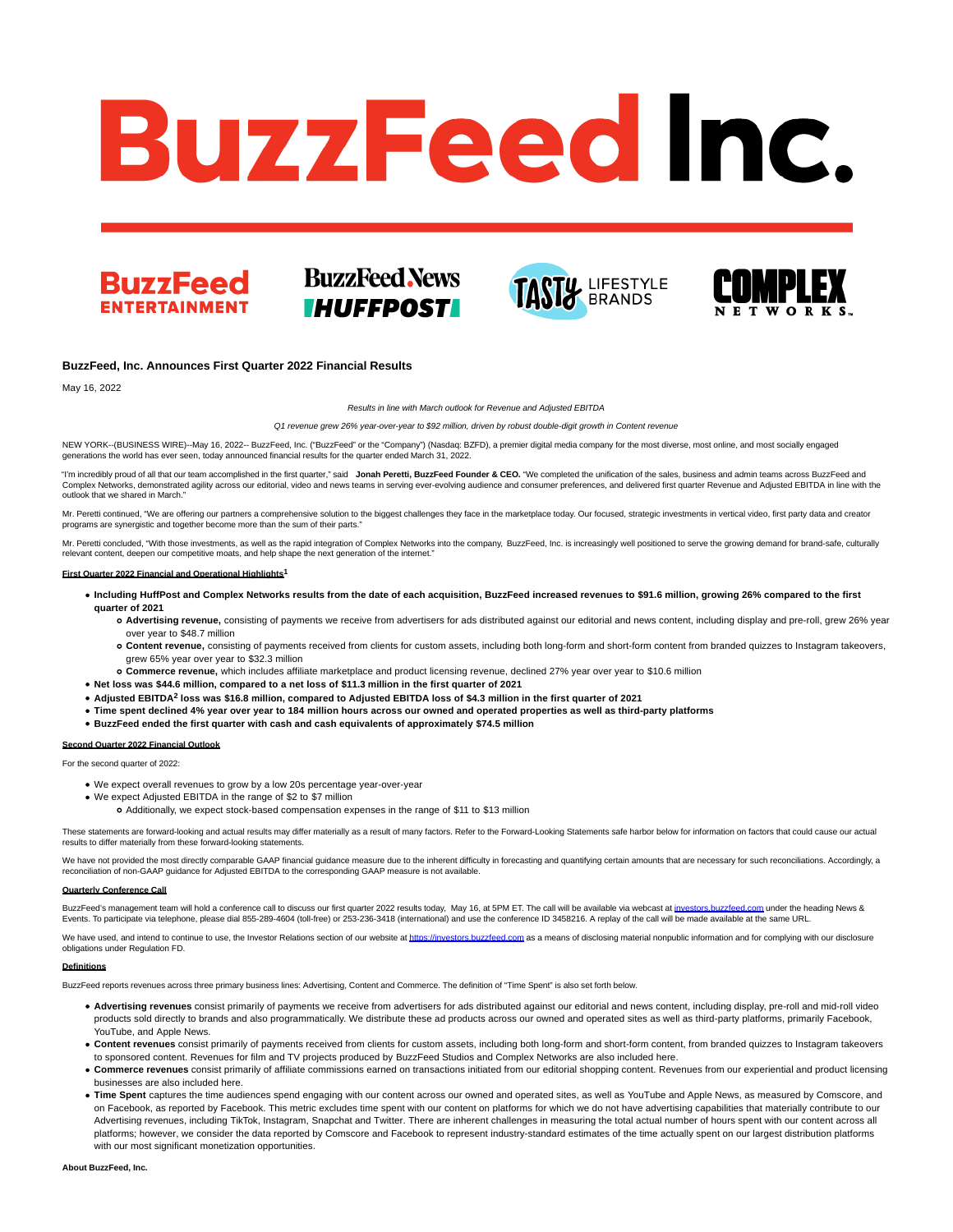# BuzzFeed Inc.

BuzzFeed ENTERTAINMENT | BuzzFeed News HUFFPOST | TASTY LIFESTYLE BRANDS | COMPLEX NETWORKS

## BuzzFeed, Inc. Announces First Quarter 2022 Financial Results

May 16, 2022

*Results in line with March outlook for Revenue and Adjusted EBITDA*

*Q1 revenue grew 26% year-over-year to $92 million, driven by robust double-digit growth in Content revenue*

NEW YORK--(BUSINESS WIRE)--May 16, 2022-- BuzzFeed, Inc. ("BuzzFeed" or the "Company") (Nasdaq: BZFD), a premier digital media company for the most diverse, most online, and most socially engaged generations the world has ever seen, today announced financial results for the quarter ended March 31, 2022.

"I'm incredibly proud of all that our team accomplished in the first quarter," said **Jonah Peretti, BuzzFeed Founder & CEO.** "We completed the unification of the sales, business and admin teams across BuzzFeed and Complex Networks, demonstrated agility across our editorial, video and news teams in serving ever-evolving audience and consumer preferences, and delivered first quarter Revenue and Adjusted EBITDA in line with the outlook that we shared in March."

Mr. Peretti continued, "We are offering our partners a comprehensive solution to the biggest challenges they face in the marketplace today. Our focused, strategic investments in vertical video, first party data and creator programs are synergistic and together become more than the sum of their parts."

Mr. Peretti concluded, "With those investments, as well as the rapid integration of Complex Networks into the company, BuzzFeed, Inc. is increasingly well positioned to serve the growing demand for brand-safe, culturally relevant content, deepen our competitive moats, and help shape the next generation of the internet."

### First Quarter 2022 Financial and Operational Highlights[1]

- **Including HuffPost and Complex Networks results from the date of each acquisition, BuzzFeed increased revenues to $91.6 million, growing 26% compared to the first quarter of 2021**
  - **Advertising revenue,** consisting of payments we receive from advertisers for ads distributed against our editorial and news content, including display and pre-roll, grew 26% year over year to $48.7 million
  - **Content revenue,** consisting of payments received from clients for custom assets, including both long-form and short-form content from branded quizzes to Instagram takeovers, grew 65% year over year to $32.3 million
  - **Commerce revenue,** which includes affiliate marketplace and product licensing revenue, declined 27% year over year to $10.6 million
- **Net loss was $44.6 million, compared to a net loss of $11.3 million in the first quarter of 2021**
- **Adjusted EBITDA[2] loss was $16.8 million, compared to Adjusted EBITDA loss of $4.3 million in the first quarter of 2021**
- **Time spent declined 4% year over year to 184 million hours across our owned and operated properties as well as third-party platforms**
- **BuzzFeed ended the first quarter with cash and cash equivalents of approximately $74.5 million**

### Second Quarter 2022 Financial Outlook

For the second quarter of 2022:

- We expect overall revenues to grow by a low 20s percentage year-over-year
- We expect Adjusted EBITDA in the range of $2 to $7 million
  - Additionally, we expect stock-based compensation expenses in the range of $11 to $13 million

These statements are forward-looking and actual results may differ materially as a result of many factors. Refer to the Forward-Looking Statements safe harbor below for information on factors that could cause our actual results to differ materially from these forward-looking statements.

We have not provided the most directly comparable GAAP financial guidance measure due to the inherent difficulty in forecasting and quantifying certain amounts that are necessary for such reconciliations. Accordingly, a reconciliation of non-GAAP guidance for Adjusted EBITDA to the corresponding GAAP measure is not available.

### Quarterly Conference Call

BuzzFeed's management team will hold a conference call to discuss our first quarter 2022 results today, May 16, at 5PM ET. The call will be available via webcast at investors.buzzfeed.com under the heading News & Events. To participate via telephone, please dial 855-289-4604 (toll-free) or 253-236-3418 (international) and use the conference ID 3458216. A replay of the call will be made available at the same URL.

We have used, and intend to continue to use, the Investor Relations section of our website at https://investors.buzzfeed.com as a means of disclosing material nonpublic information and for complying with our disclosure obligations under Regulation FD.

### Definitions

BuzzFeed reports revenues across three primary business lines: Advertising, Content and Commerce. The definition of "Time Spent" is also set forth below.

- **Advertising revenues** consist primarily of payments we receive from advertisers for ads distributed against our editorial and news content, including display, pre-roll and mid-roll video products sold directly to brands and also programmatically. We distribute these ad products across our owned and operated sites as well as third-party platforms, primarily Facebook, YouTube, and Apple News.
- **Content revenues** consist primarily of payments received from clients for custom assets, including both long-form and short-form content, from branded quizzes to Instagram takeovers to sponsored content. Revenues for film and TV projects produced by BuzzFeed Studios and Complex Networks are also included here.
- **Commerce revenues** consist primarily of affiliate commissions earned on transactions initiated from our editorial shopping content. Revenues from our experiential and product licensing businesses are also included here.
- **Time Spent** captures the time audiences spend engaging with our content across our owned and operated sites, as well as YouTube and Apple News, as measured by Comscore, and on Facebook, as reported by Facebook. This metric excludes time spent with our content on platforms for which we do not have advertising capabilities that materially contribute to our Advertising revenues, including TikTok, Instagram, Snapchat and Twitter. There are inherent challenges in measuring the total actual number of hours spent with our content across all platforms; however, we consider the data reported by Comscore and Facebook to represent industry-standard estimates of the time actually spent on our largest distribution platforms with our most significant monetization opportunities.

**About BuzzFeed, Inc.**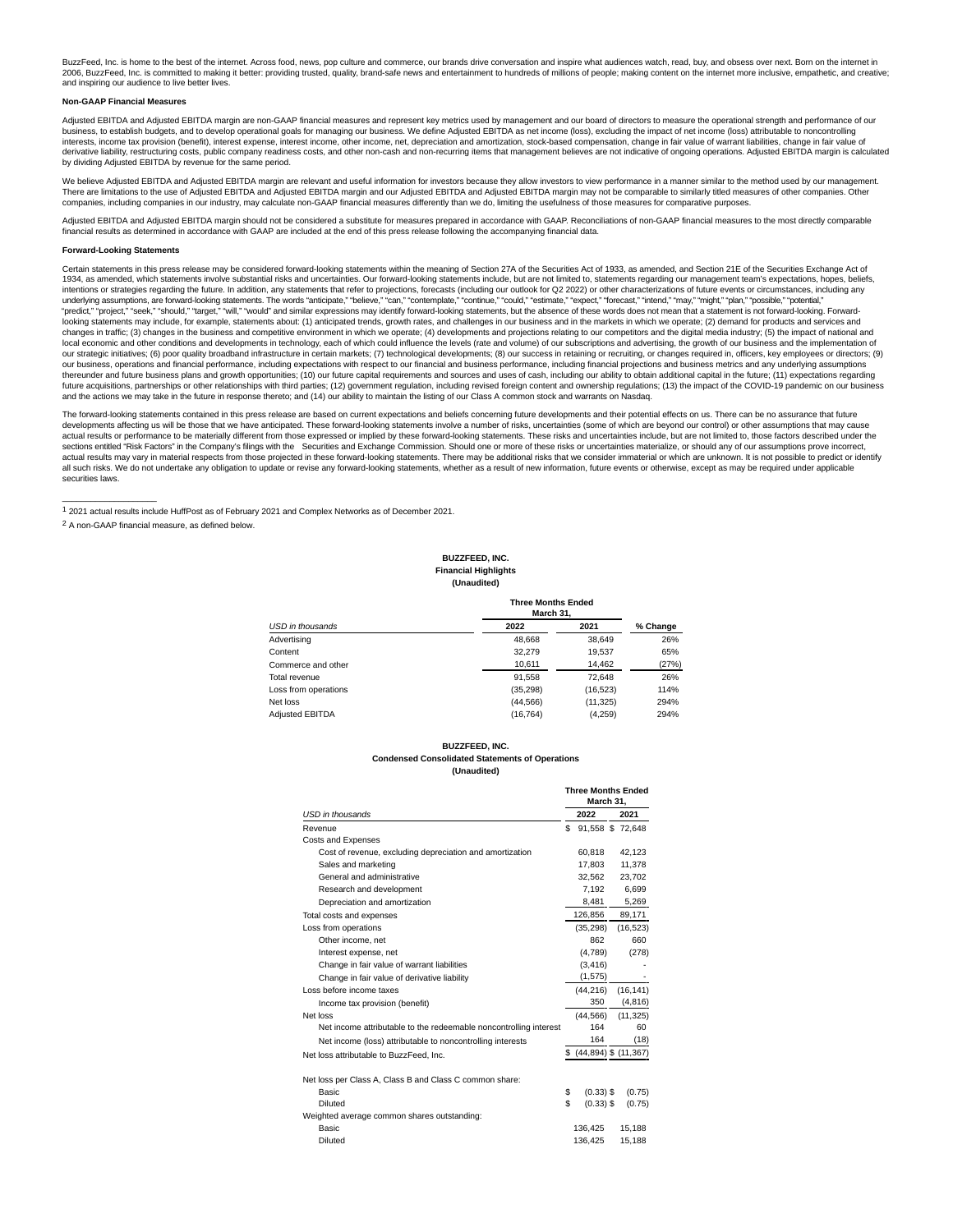BuzzFeed, Inc. is home to the best of the internet. Across food, news, pop culture and commerce, our brands drive conversation and inspire what audiences watch, read, buy, and obsess over next. Born on the internet in 2006, BuzzFeed, Inc. is committed to making it better: providing trusted, quality, brand-safe news and entertainment to hundreds of millions of people; making content on the internet more inclusive, empathetic, and creative; and inspiring our audience to live better lives.

**Non-GAAP Financial Measures**

Adjusted EBITDA and Adjusted EBITDA margin are non-GAAP financial measures and represent key metrics used by management and our board of directors to measure the operational strength and performance of our business, to establish budgets, and to develop operational goals for managing our business. We define Adjusted EBITDA as net income (loss), excluding the impact of net income (loss) attributable to noncontrolling interests, income tax provision (benefit), interest expense, interest income, other income, net, depreciation and amortization, stock-based compensation, change in fair value of warrant liabilities, change in fair value of derivative liability, restructuring costs, public company readiness costs, and other non-cash and non-recurring items that management believes are not indicative of ongoing operations. Adjusted EBITDA margin is calculated by dividing Adjusted EBITDA by revenue for the same period.

We believe Adjusted EBITDA and Adjusted EBITDA margin are relevant and useful information for investors because they allow investors to view performance in a manner similar to the method used by our management. There are limitations to the use of Adjusted EBITDA and Adjusted EBITDA margin and our Adjusted EBITDA and Adjusted EBITDA margin may not be comparable to similarly titled measures of other companies. Other companies, including companies in our industry, may calculate non-GAAP financial measures differently than we do, limiting the usefulness of those measures for comparative purposes.

Adjusted EBITDA and Adjusted EBITDA margin should not be considered a substitute for measures prepared in accordance with GAAP. Reconciliations of non-GAAP financial measures to the most directly comparable financial results as determined in accordance with GAAP are included at the end of this press release following the accompanying financial data.

**Forward-Looking Statements**

Certain statements in this press release may be considered forward-looking statements within the meaning of Section 27A of the Securities Act of 1933, as amended, and Section 21E of the Securities Exchange Act of 1934, as amended, which statements involve substantial risks and uncertainties. Our forward-looking statements include, but are not limited to, statements regarding our management team's expectations, hopes, beliefs, intentions or strategies regarding the future. In addition, any statements that refer to projections, forecasts (including our outlook for Q2 2022) or other characterizations of future events or circumstances, including any underlying assumptions, are forward-looking statements. The words "anticipate," "believe," "can," "contemplate," "continue," "could," "estimate," "expect," "forecast," "intend," "may," "might," "plan," "possible," "potential," "predict," "project," "seek," "should," "target," "will," "would" and similar expressions may identify forward-looking statements, but the absence of these words does not mean that a statement is not forward-looking. Forward-looking statements may include, for example, statements about: (1) anticipated trends, growth rates, and challenges in our business and in the markets in which we operate; (2) demand for products and services and changes in traffic; (3) changes in the business and competitive environment in which we operate; (4) developments and projections relating to our competitors and the digital media industry; (5) the impact of national and local economic and other conditions and developments in technology, each of which could influence the levels (rate and volume) of our subscriptions and advertising, the growth of our business and the implementation of our strategic initiatives; (6) poor quality broadband infrastructure in certain markets; (7) technological developments; (8) our success in retaining or recruiting, or changes required in, officers, key employees or directors; (9) our business, operations and financial performance, including expectations with respect to our financial and business performance, including financial projections and business metrics and any underlying assumptions thereunder and future business plans and growth opportunities; (10) our future capital requirements and sources and uses of cash, including our ability to obtain additional capital in the future; (11) expectations regarding future acquisitions, partnerships or other relationships with third parties; (12) government regulation, including revised foreign content and ownership regulations; (13) the impact of the COVID-19 pandemic on our business and the actions we may take in the future in response thereto; and (14) our ability to maintain the listing of our Class A common stock and warrants on Nasdaq.

The forward-looking statements contained in this press release are based on current expectations and beliefs concerning future developments and their potential effects on us. There can be no assurance that future developments affecting us will be those that we have anticipated. These forward-looking statements involve a number of risks, uncertainties (some of which are beyond our control) or other assumptions that may cause actual results or performance to be materially different from those expressed or implied by these forward-looking statements. These risks and uncertainties include, but are not limited to, those factors described under the sections entitled "Risk Factors" in the Company's filings with the Securities and Exchange Commission. Should one or more of these risks or uncertainties materialize, or should any of our assumptions prove incorrect, actual results may vary in material respects from those projected in these forward-looking statements. There may be additional risks that we consider immaterial or which are unknown. It is not possible to predict or identify all such risks. We do not undertake any obligation to update or revise any forward-looking statements, whether as a result of new information, future events or otherwise, except as may be required under applicable securities laws.

---

[1] 2021 actual results include HuffPost as of February 2021 and Complex Networks as of December 2021.

[2] A non-GAAP financial measure, as defined below.

**BUZZFEED, INC.**
**Financial Highlights**
**(Unaudited)**

| | Three Months Ended March 31, | | |
|---|---|---|---|
| *USD in thousands* | 2022 | 2021 | % Change |
| Advertising | 48,668 | 38,649 | 26% |
| Content | 32,279 | 19,537 | 65% |
| Commerce and other | 10,611 | 14,462 | (27%) |
| Total revenue | 91,558 | 72,648 | 26% |
| Loss from operations | (35,298) | (16,523) | 114% |
| Net loss | (44,566) | (11,325) | 294% |
| Adjusted EBITDA | (16,764) | (4,259) | 294% |

**BUZZFEED, INC.**
**Condensed Consolidated Statements of Operations**
**(Unaudited)**

| | Three Months Ended March 31, | |
|---|---|---|
| *USD in thousands* | 2022 | 2021 |
| Revenue | $ 91,558 | $ 72,648 |
| Costs and Expenses | | |
| Cost of revenue, excluding depreciation and amortization | 60,818 | 42,123 |
| Sales and marketing | 17,803 | 11,378 |
| General and administrative | 32,562 | 23,702 |
| Research and development | 7,192 | 6,699 |
| Depreciation and amortization | 8,481 | 5,269 |
| Total costs and expenses | 126,856 | 89,171 |
| Loss from operations | (35,298) | (16,523) |
| Other income, net | 862 | 660 |
| Interest expense, net | (4,789) | (278) |
| Change in fair value of warrant liabilities | (3,416) | - |
| Change in fair value of derivative liability | (1,575) | - |
| Loss before income taxes | (44,216) | (16,141) |
| Income tax provision (benefit) | 350 | (4,816) |
| Net loss | (44,566) | (11,325) |
| Net income attributable to the redeemable noncontrolling interest | 164 | 60 |
| Net income (loss) attributable to noncontrolling interests | 164 | (18) |
| Net loss attributable to BuzzFeed, Inc. | $ (44,894) | $ (11,367) |
| | | |
| Net loss per Class A, Class B and Class C common share: | | |
| Basic | $ (0.33) | $ (0.75) |
| Diluted | $ (0.33) | $ (0.75) |
| Weighted average common shares outstanding: | | |
| Basic | 136,425 | 15,188 |
| Diluted | 136,425 | 15,188 |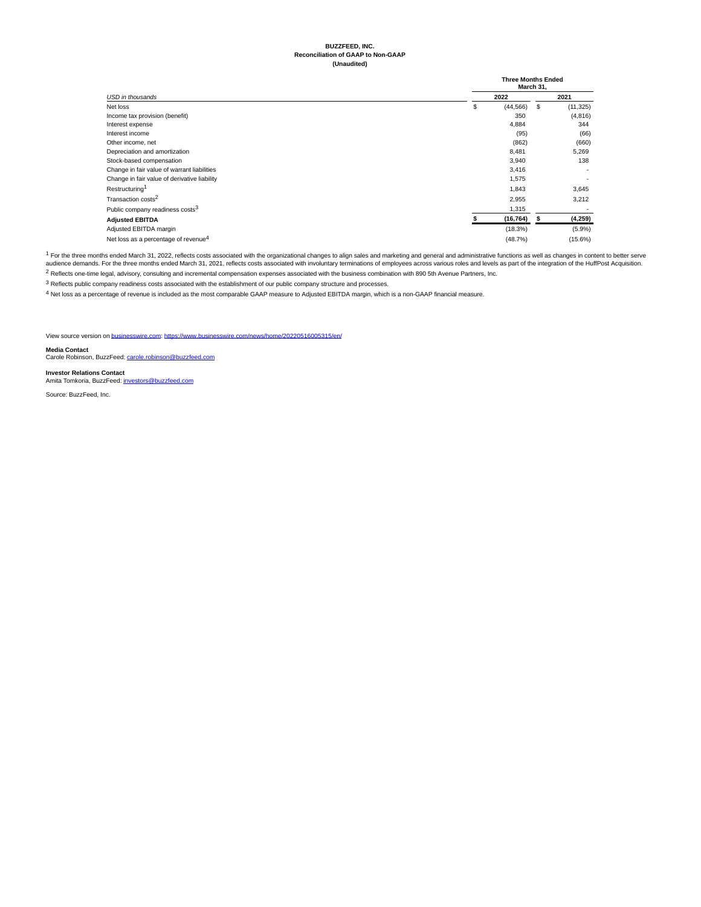**BUZZFEED, INC.**
**Reconciliation of GAAP to Non-GAAP**
**(Unaudited)**

| | Three Months Ended March 31, | |
|---|---|---|
| *USD in thousands* | **2022** | **2021** |
| Net loss | $ (44,566) | $ (11,325) |
| Income tax provision (benefit) | 350 | (4,816) |
| Interest expense | 4,884 | 344 |
| Interest income | (95) | (66) |
| Other income, net | (862) | (660) |
| Depreciation and amortization | 8,481 | 5,269 |
| Stock-based compensation | 3,940 | 138 |
| Change in fair value of warrant liabilities | 3,416 | - |
| Change in fair value of derivative liability | 1,575 | - |
| Restructuring[1] | 1,843 | 3,645 |
| Transaction costs[2] | 2,955 | 3,212 |
| Public company readiness costs[3] | 1,315 | - |
| **Adjusted EBITDA** | **$ (16,764)** | **$ (4,259)** |
| Adjusted EBITDA margin | (18.3%) | (5.9%) |
| Net loss as a percentage of revenue[4] | (48.7%) | (15.6%) |

[1] For the three months ended March 31, 2022, reflects costs associated with the organizational changes to align sales and marketing and general and administrative functions as well as changes in content to better serve audience demands. For the three months ended March 31, 2021, reflects costs associated with involuntary terminations of employees across various roles and levels as part of the integration of the HuffPost Acquisition.

[2] Reflects one-time legal, advisory, consulting and incremental compensation expenses associated with the business combination with 890 5th Avenue Partners, Inc.

[3] Reflects public company readiness costs associated with the establishment of our public company structure and processes.

[4] Net loss as a percentage of revenue is included as the most comparable GAAP measure to Adjusted EBITDA margin, which is a non-GAAP financial measure.

View source version on businesswire.com: https://www.businesswire.com/news/home/20220516005315/en/

**Media Contact**
Carole Robinson, BuzzFeed: carole.robinson@buzzfeed.com

**Investor Relations Contact**
Amita Tomkoria, BuzzFeed: investors@buzzfeed.com

Source: BuzzFeed, Inc.